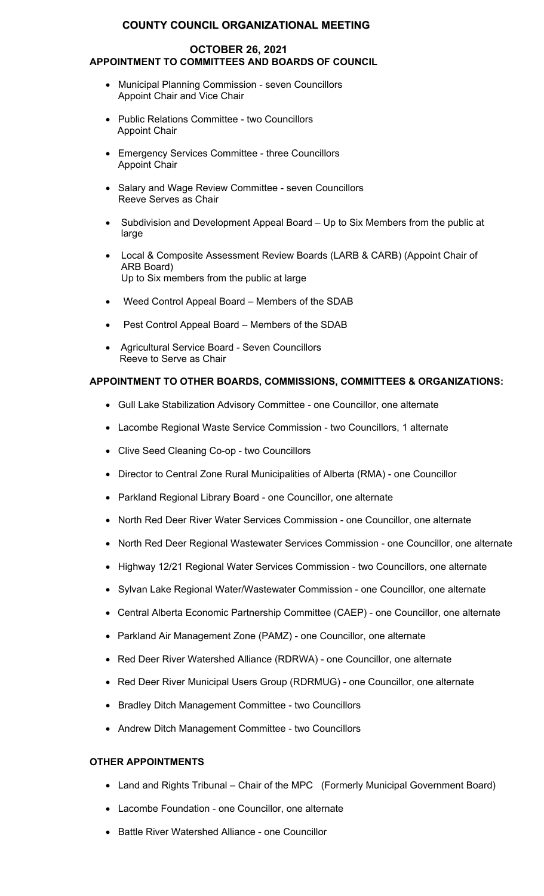# COUNTY COUNCIL ORGANIZATIONAL MEETING

## OCTOBER 26, 2021
## APPOINTMENT TO COMMITTEES AND BOARDS OF COUNCIL

- Municipal Planning Commission - seven Councillors
  Appoint Chair and Vice Chair
- Public Relations Committee - two Councillors
  Appoint Chair
- Emergency Services Committee - three Councillors
  Appoint Chair
- Salary and Wage Review Committee - seven Councillors
  Reeve Serves as Chair
- Subdivision and Development Appeal Board – Up to Six Members from the public at large
- Local & Composite Assessment Review Boards (LARB & CARB) (Appoint Chair of ARB Board)
  Up to Six members from the public at large
- Weed Control Appeal Board – Members of the SDAB
- Pest Control Appeal Board – Members of the SDAB
- Agricultural Service Board - Seven Councillors
  Reeve to Serve as Chair

## APPOINTMENT TO OTHER BOARDS, COMMISSIONS, COMMITTEES & ORGANIZATIONS:

- Gull Lake Stabilization Advisory Committee - one Councillor, one alternate
- Lacombe Regional Waste Service Commission - two Councillors, 1 alternate
- Clive Seed Cleaning Co-op - two Councillors
- Director to Central Zone Rural Municipalities of Alberta (RMA) - one Councillor
- Parkland Regional Library Board - one Councillor, one alternate
- North Red Deer River Water Services Commission - one Councillor, one alternate
- North Red Deer Regional Wastewater Services Commission - one Councillor, one alternate
- Highway 12/21 Regional Water Services Commission - two Councillors, one alternate
- Sylvan Lake Regional Water/Wastewater Commission - one Councillor, one alternate
- Central Alberta Economic Partnership Committee (CAEP) - one Councillor, one alternate
- Parkland Air Management Zone (PAMZ) - one Councillor, one alternate
- Red Deer River Watershed Alliance (RDRWA) - one Councillor, one alternate
- Red Deer River Municipal Users Group (RDRMUG) - one Councillor, one alternate
- Bradley Ditch Management Committee - two Councillors
- Andrew Ditch Management Committee - two Councillors

## OTHER APPOINTMENTS

- Land and Rights Tribunal – Chair of the MPC (Formerly Municipal Government Board)
- Lacombe Foundation - one Councillor, one alternate
- Battle River Watershed Alliance - one Councillor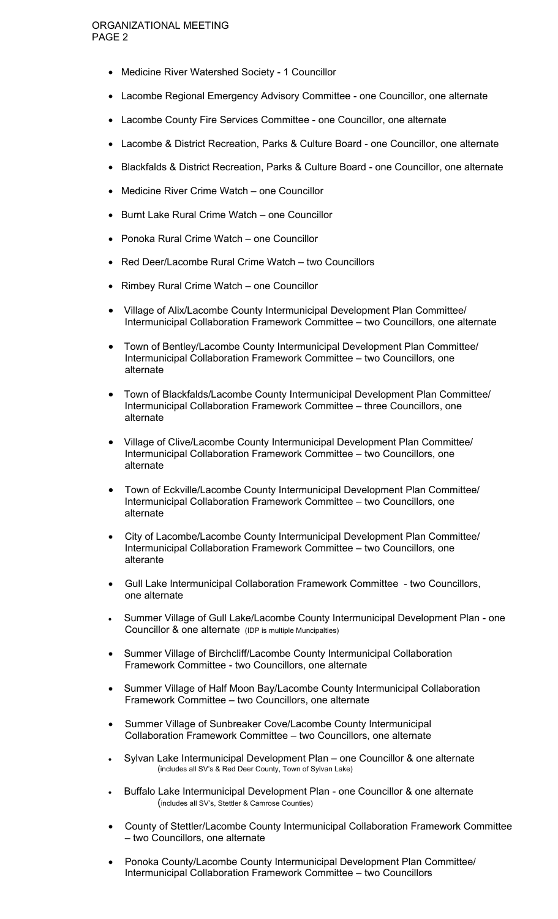- Medicine River Watershed Society - 1 Councillor
- Lacombe Regional Emergency Advisory Committee - one Councillor, one alternate
- Lacombe County Fire Services Committee - one Councillor, one alternate
- Lacombe & District Recreation, Parks & Culture Board - one Councillor, one alternate
- Blackfalds & District Recreation, Parks & Culture Board - one Councillor, one alternate
- Medicine River Crime Watch – one Councillor
- Burnt Lake Rural Crime Watch – one Councillor
- Ponoka Rural Crime Watch – one Councillor
- Red Deer/Lacombe Rural Crime Watch – two Councillors
- Rimbey Rural Crime Watch – one Councillor
- Village of Alix/Lacombe County Intermunicipal Development Plan Committee/ Intermunicipal Collaboration Framework Committee – two Councillors, one alternate
- Town of Bentley/Lacombe County Intermunicipal Development Plan Committee/ Intermunicipal Collaboration Framework Committee – two Councillors, one alternate
- Town of Blackfalds/Lacombe County Intermunicipal Development Plan Committee/ Intermunicipal Collaboration Framework Committee – three Councillors, one alternate
- Village of Clive/Lacombe County Intermunicipal Development Plan Committee/ Intermunicipal Collaboration Framework Committee – two Councillors, one alternate
- Town of Eckville/Lacombe County Intermunicipal Development Plan Committee/ Intermunicipal Collaboration Framework Committee – two Councillors, one alternate
- City of Lacombe/Lacombe County Intermunicipal Development Plan Committee/ Intermunicipal Collaboration Framework Committee – two Councillors, one alterante
- Gull Lake Intermunicipal Collaboration Framework Committee - two Councillors, one alternate
- Summer Village of Gull Lake/Lacombe County Intermunicipal Development Plan - one Councillor & one alternate (IDP is multiple Muncipalties)
- Summer Village of Birchcliff/Lacombe County Intermunicipal Collaboration Framework Committee - two Councillors, one alternate
- Summer Village of Half Moon Bay/Lacombe County Intermunicipal Collaboration Framework Committee – two Councillors, one alternate
- Summer Village of Sunbreaker Cove/Lacombe County Intermunicipal Collaboration Framework Committee – two Councillors, one alternate
- Sylvan Lake Intermunicipal Development Plan – one Councillor & one alternate (includes all SV's & Red Deer County, Town of Sylvan Lake)
- Buffalo Lake Intermunicipal Development Plan - one Councillor & one alternate (includes all SV's, Stettler & Camrose Counties)
- County of Stettler/Lacombe County Intermunicipal Collaboration Framework Committee – two Councillors, one alternate
- Ponoka County/Lacombe County Intermunicipal Development Plan Committee/ Intermunicipal Collaboration Framework Committee – two Councillors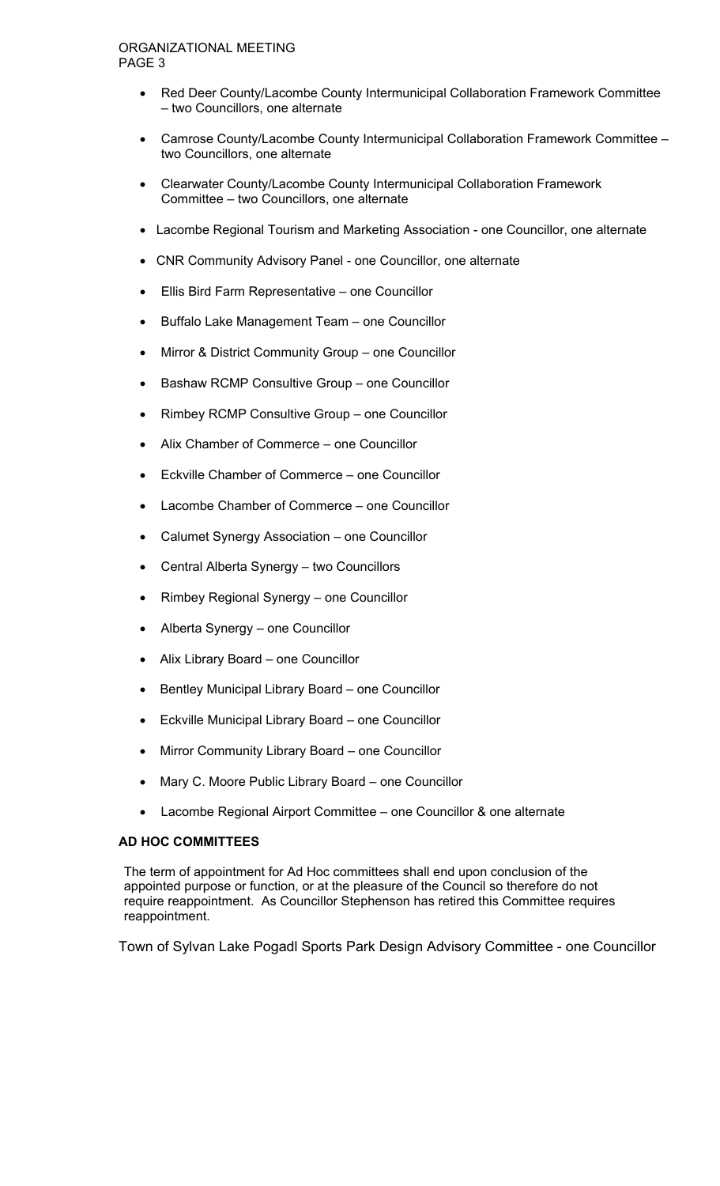- Red Deer County/Lacombe County Intermunicipal Collaboration Framework Committee – two Councillors, one alternate
- Camrose County/Lacombe County Intermunicipal Collaboration Framework Committee – two Councillors, one alternate
- Clearwater County/Lacombe County Intermunicipal Collaboration Framework Committee – two Councillors, one alternate
- Lacombe Regional Tourism and Marketing Association - one Councillor, one alternate
- CNR Community Advisory Panel - one Councillor, one alternate
- Ellis Bird Farm Representative – one Councillor
- Buffalo Lake Management Team – one Councillor
- Mirror & District Community Group – one Councillor
- Bashaw RCMP Consultive Group – one Councillor
- Rimbey RCMP Consultive Group – one Councillor
- Alix Chamber of Commerce – one Councillor
- Eckville Chamber of Commerce – one Councillor
- Lacombe Chamber of Commerce – one Councillor
- Calumet Synergy Association – one Councillor
- Central Alberta Synergy – two Councillors
- Rimbey Regional Synergy – one Councillor
- Alberta Synergy – one Councillor
- Alix Library Board – one Councillor
- Bentley Municipal Library Board – one Councillor
- Eckville Municipal Library Board – one Councillor
- Mirror Community Library Board – one Councillor
- Mary C. Moore Public Library Board – one Councillor
- Lacombe Regional Airport Committee – one Councillor & one alternate

**AD HOC COMMITTEES**

The term of appointment for Ad Hoc committees shall end upon conclusion of the appointed purpose or function, or at the pleasure of the Council so therefore do not require reappointment. As Councillor Stephenson has retired this Committee requires reappointment.

Town of Sylvan Lake Pogadl Sports Park Design Advisory Committee - one Councillor